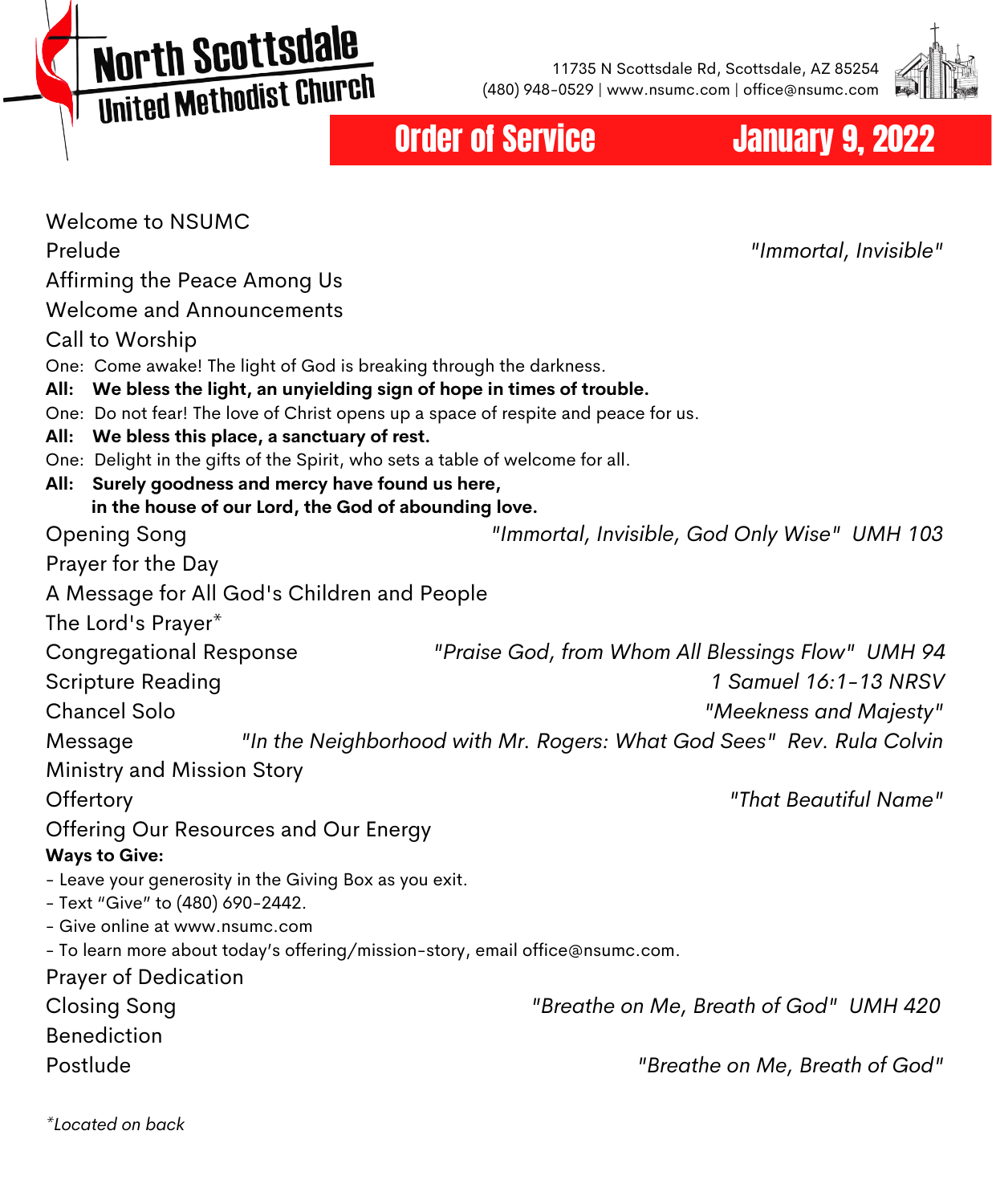# North Scottsdale United Methodist Church

11735 N Scottsdale Rd, Scottsdale, AZ 85254
(480) 948-0529 | www.nsumc.com | office@nsumc.com

## Order of Service — January 9, 2022

Welcome to NSUMC

Prelude — *"Immortal, Invisible"*

Affirming the Peace Among Us

Welcome and Announcements

Call to Worship

One: Come awake! The light of God is breaking through the darkness.
**All: We bless the light, an unyielding sign of hope in times of trouble.**
One: Do not fear! The love of Christ opens up a space of respite and peace for us.
**All: We bless this place, a sanctuary of rest.**
One: Delight in the gifts of the Spirit, who sets a table of welcome for all.
**All: Surely goodness and mercy have found us here,
in the house of our Lord, the God of abounding love.**

Opening Song — *"Immortal, Invisible, God Only Wise" UMH 103*

Prayer for the Day

A Message for All God's Children and People

The Lord's Prayer*

Congregational Response — *"Praise God, from Whom All Blessings Flow" UMH 94*

Scripture Reading — *1 Samuel 16:1-13 NRSV*

Chancel Solo — *"Meekness and Majesty"*

Message — *"In the Neighborhood with Mr. Rogers: What God Sees" Rev. Rula Colvin*

Ministry and Mission Story

Offertory — *"That Beautiful Name"*

Offering Our Resources and Our Energy

**Ways to Give:**

- Leave your generosity in the Giving Box as you exit.
- Text "Give" to (480) 690-2442.
- Give online at www.nsumc.com
- To learn more about today's offering/mission-story, email office@nsumc.com.

Prayer of Dedication

Closing Song — *"Breathe on Me, Breath of God" UMH 420*

Benediction

Postlude — *"Breathe on Me, Breath of God"*

*\*Located on back*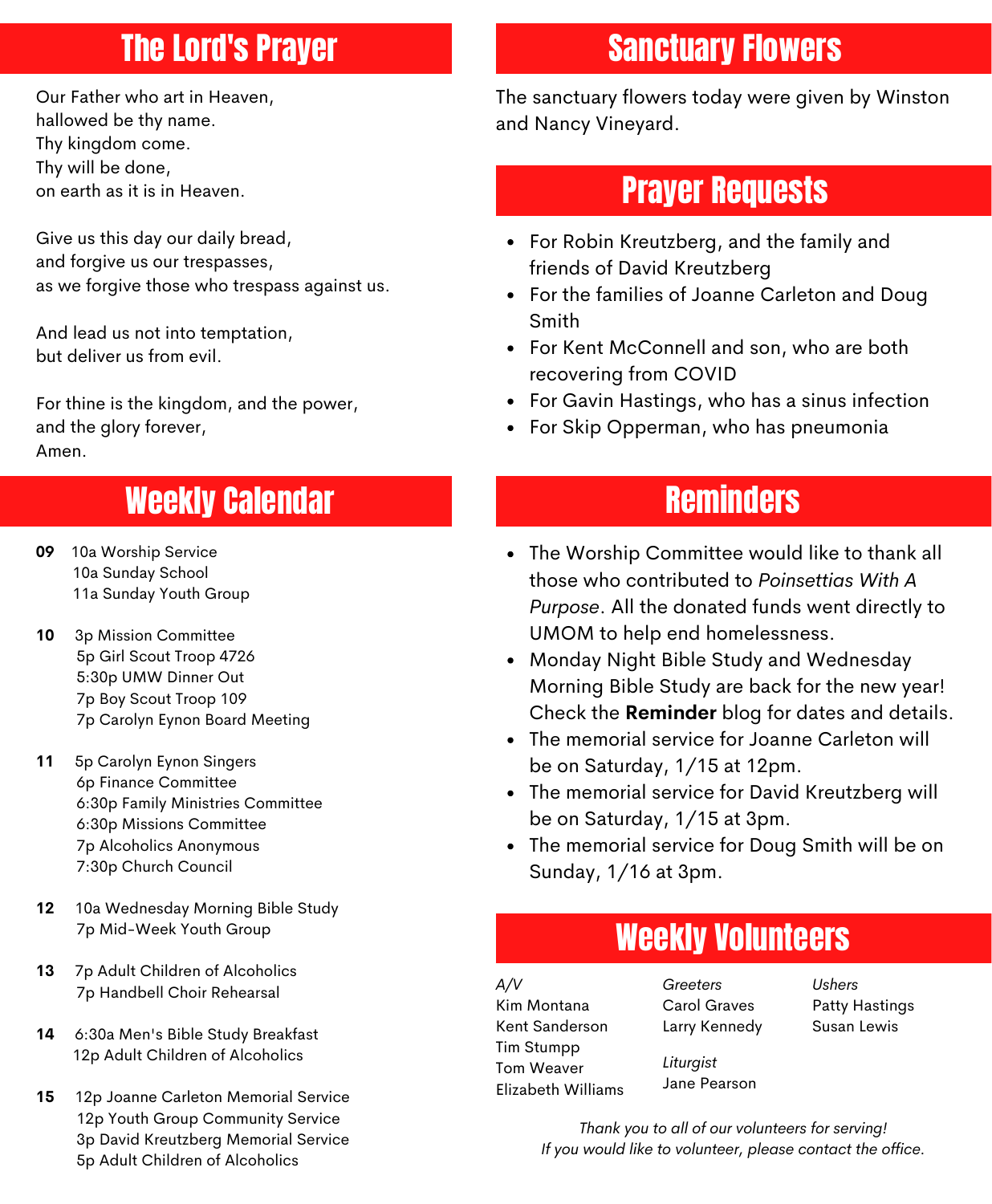## The Lord's Prayer

Our Father who art in Heaven,
hallowed be thy name.
Thy kingdom come.
Thy will be done,
on earth as it is in Heaven.

Give us this day our daily bread,
and forgive us our trespasses,
as we forgive those who trespass against us.

And lead us not into temptation,
but deliver us from evil.

For thine is the kingdom, and the power,
and the glory forever,
Amen.

## Weekly Calendar

**09** 10a Worship Service
10a Sunday School
11a Sunday Youth Group

**10** 3p Mission Committee
5p Girl Scout Troop 4726
5:30p UMW Dinner Out
7p Boy Scout Troop 109
7p Carolyn Eynon Board Meeting

**11** 5p Carolyn Eynon Singers
6p Finance Committee
6:30p Family Ministries Committee
6:30p Missions Committee
7p Alcoholics Anonymous
7:30p Church Council

**12** 10a Wednesday Morning Bible Study
7p Mid-Week Youth Group

**13** 7p Adult Children of Alcoholics
7p Handbell Choir Rehearsal

**14** 6:30a Men's Bible Study Breakfast
12p Adult Children of Alcoholics

**15** 12p Joanne Carleton Memorial Service
12p Youth Group Community Service
3p David Kreutzberg Memorial Service
5p Adult Children of Alcoholics

## Sanctuary Flowers

The sanctuary flowers today were given by Winston and Nancy Vineyard.

## Prayer Requests

- For Robin Kreutzberg, and the family and friends of David Kreutzberg
- For the families of Joanne Carleton and Doug Smith
- For Kent McConnell and son, who are both recovering from COVID
- For Gavin Hastings, who has a sinus infection
- For Skip Opperman, who has pneumonia

## Reminders

- The Worship Committee would like to thank all those who contributed to *Poinsettias With A Purpose*. All the donated funds went directly to UMOM to help end homelessness.
- Monday Night Bible Study and Wednesday Morning Bible Study are back for the new year! Check the **Reminder** blog for dates and details.
- The memorial service for Joanne Carleton will be on Saturday, 1/15 at 12pm.
- The memorial service for David Kreutzberg will be on Saturday, 1/15 at 3pm.
- The memorial service for Doug Smith will be on Sunday, 1/16 at 3pm.

## Weekly Volunteers

*A/V*
Kim Montana
Kent Sanderson
Tim Stumpp
Tom Weaver
Elizabeth Williams

*Greeters*
Carol Graves
Larry Kennedy

*Liturgist*
Jane Pearson

*Ushers*
Patty Hastings
Susan Lewis

*Thank you to all of our volunteers for serving!*
*If you would like to volunteer, please contact the office.*